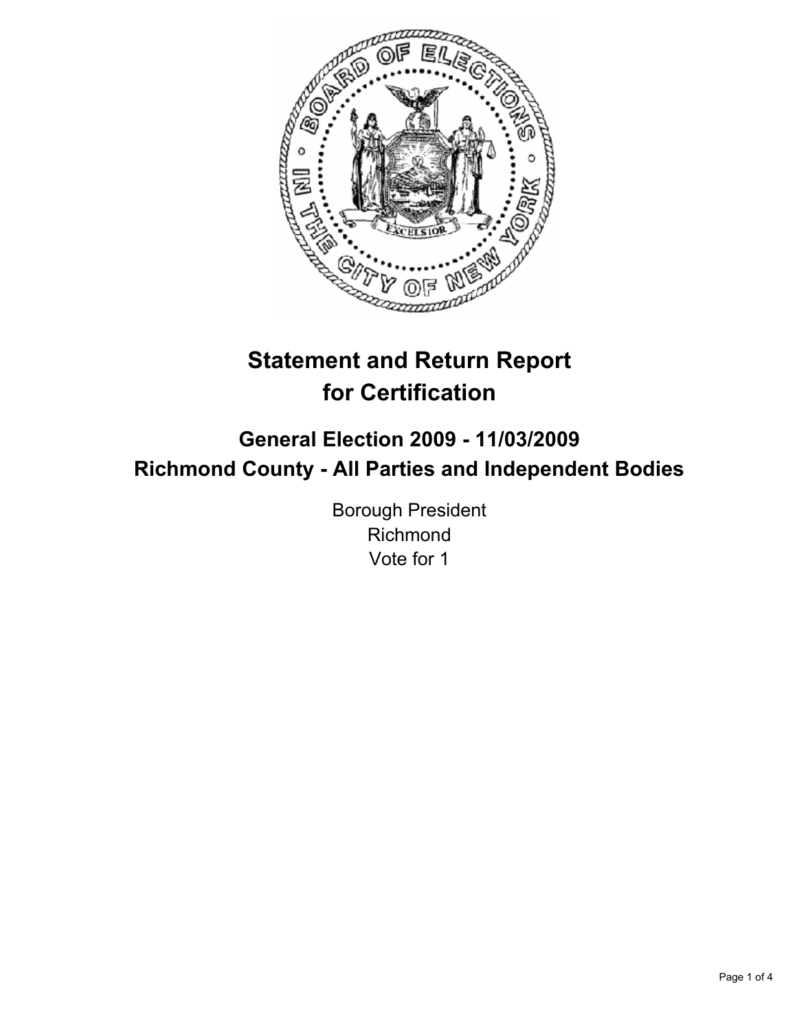# Statement and Return Report for Certification

## General Election 2009 - 11/03/2009
## Richmond County - All Parties and Independent Bodies

Borough President
Richmond
Vote for 1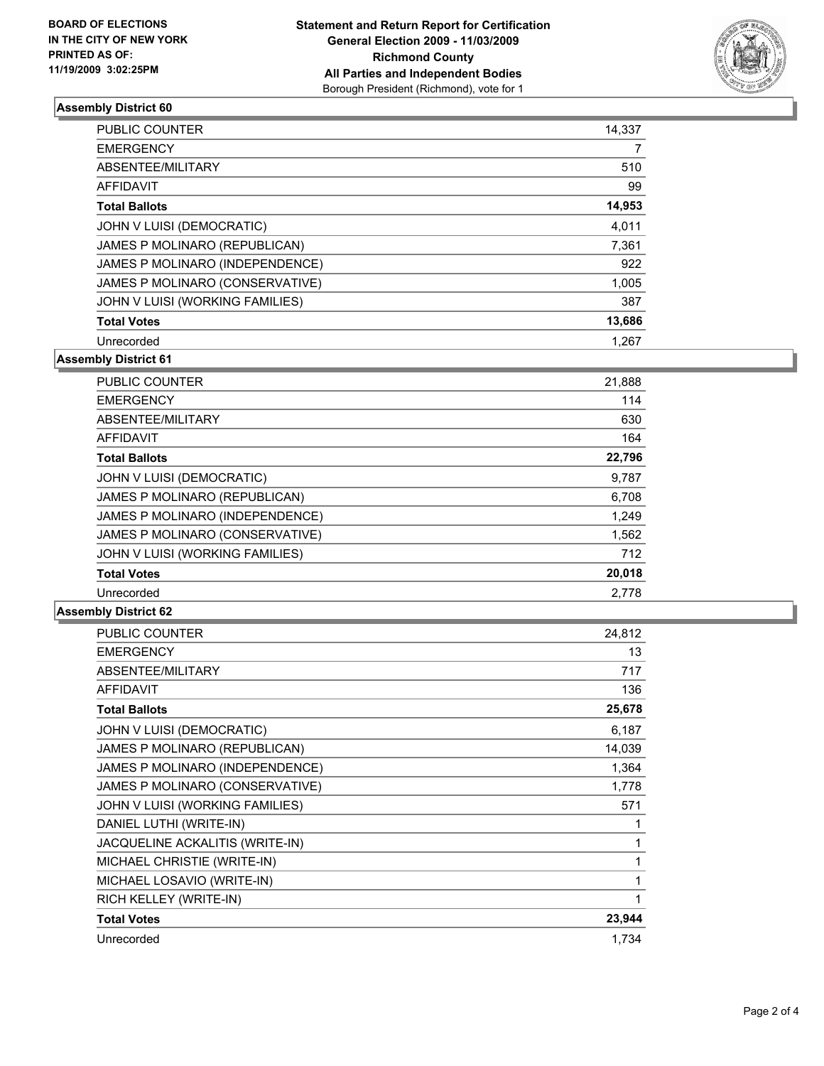**Statement and Return Report for Certification**
**General Election 2009 - 11/03/2009**
**Richmond County**
**All Parties and Independent Bodies**
Borough President (Richmond), vote for 1

BOARD OF ELECTIONS
IN THE CITY OF NEW YORK
PRINTED AS OF:
11/19/2009 3:02:25PM

### Assembly District 60

| | |
|---|---|
| PUBLIC COUNTER | 14,337 |
| EMERGENCY | 7 |
| ABSENTEE/MILITARY | 510 |
| AFFIDAVIT | 99 |
| **Total Ballots** | **14,953** |
| JOHN V LUISI (DEMOCRATIC) | 4,011 |
| JAMES P MOLINARO (REPUBLICAN) | 7,361 |
| JAMES P MOLINARO (INDEPENDENCE) | 922 |
| JAMES P MOLINARO (CONSERVATIVE) | 1,005 |
| JOHN V LUISI (WORKING FAMILIES) | 387 |
| **Total Votes** | **13,686** |
| Unrecorded | 1,267 |

### Assembly District 61

| | |
|---|---|
| PUBLIC COUNTER | 21,888 |
| EMERGENCY | 114 |
| ABSENTEE/MILITARY | 630 |
| AFFIDAVIT | 164 |
| **Total Ballots** | **22,796** |
| JOHN V LUISI (DEMOCRATIC) | 9,787 |
| JAMES P MOLINARO (REPUBLICAN) | 6,708 |
| JAMES P MOLINARO (INDEPENDENCE) | 1,249 |
| JAMES P MOLINARO (CONSERVATIVE) | 1,562 |
| JOHN V LUISI (WORKING FAMILIES) | 712 |
| **Total Votes** | **20,018** |
| Unrecorded | 2,778 |

### Assembly District 62

| | |
|---|---|
| PUBLIC COUNTER | 24,812 |
| EMERGENCY | 13 |
| ABSENTEE/MILITARY | 717 |
| AFFIDAVIT | 136 |
| **Total Ballots** | **25,678** |
| JOHN V LUISI (DEMOCRATIC) | 6,187 |
| JAMES P MOLINARO (REPUBLICAN) | 14,039 |
| JAMES P MOLINARO (INDEPENDENCE) | 1,364 |
| JAMES P MOLINARO (CONSERVATIVE) | 1,778 |
| JOHN V LUISI (WORKING FAMILIES) | 571 |
| DANIEL LUTHI (WRITE-IN) | 1 |
| JACQUELINE ACKALITIS (WRITE-IN) | 1 |
| MICHAEL CHRISTIE (WRITE-IN) | 1 |
| MICHAEL LOSAVIO (WRITE-IN) | 1 |
| RICH KELLEY (WRITE-IN) | 1 |
| **Total Votes** | **23,944** |
| Unrecorded | 1,734 |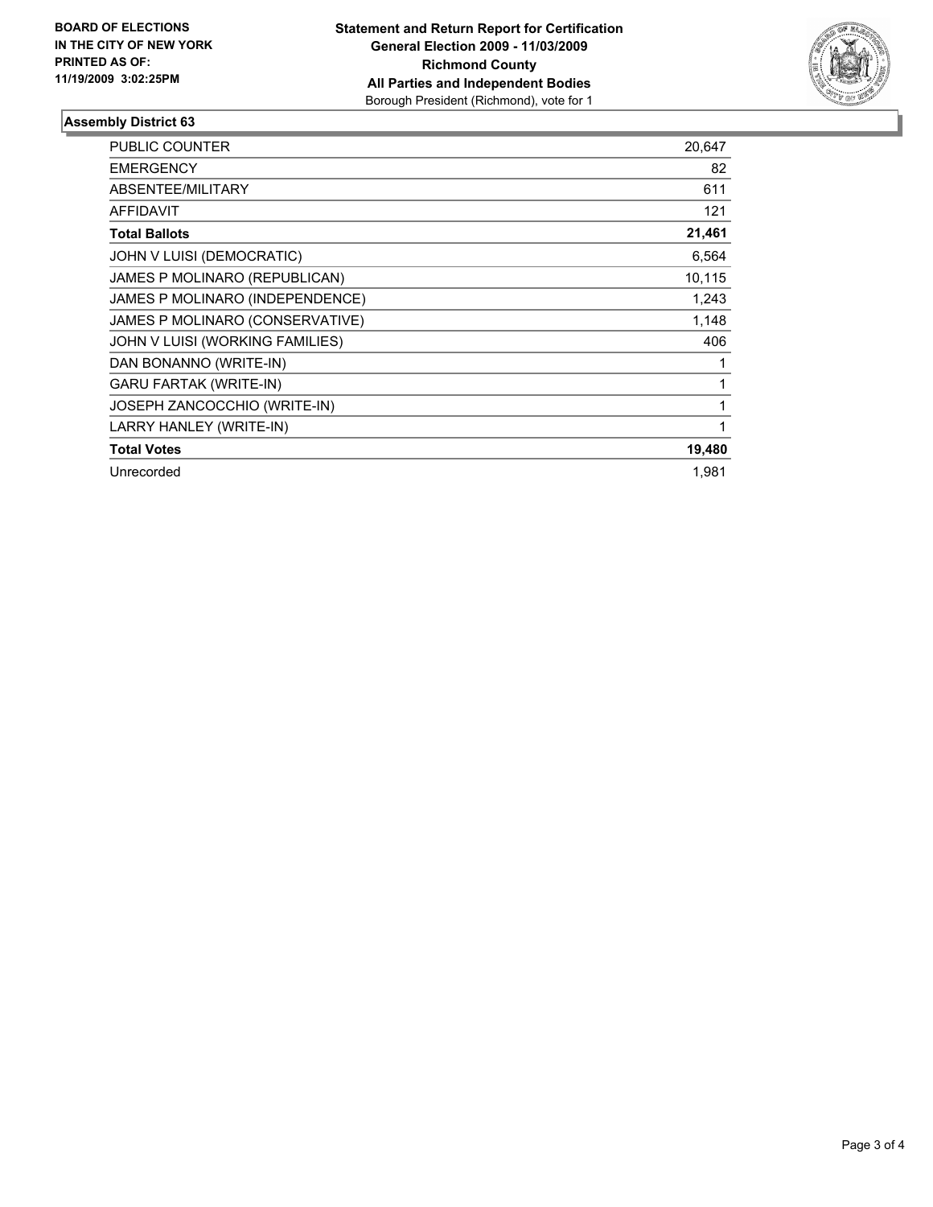**BOARD OF ELECTIONS IN THE CITY OF NEW YORK PRINTED AS OF: 11/19/2009 3:02:25PM**

**Statement and Return Report for Certification**
**General Election 2009 - 11/03/2009**
**Richmond County**
**All Parties and Independent Bodies**
Borough President (Richmond), vote for 1

## Assembly District 63

| | |
|---|---|
| PUBLIC COUNTER | 20,647 |
| EMERGENCY | 82 |
| ABSENTEE/MILITARY | 611 |
| AFFIDAVIT | 121 |
| **Total Ballots** | **21,461** |
| JOHN V LUISI (DEMOCRATIC) | 6,564 |
| JAMES P MOLINARO (REPUBLICAN) | 10,115 |
| JAMES P MOLINARO (INDEPENDENCE) | 1,243 |
| JAMES P MOLINARO (CONSERVATIVE) | 1,148 |
| JOHN V LUISI (WORKING FAMILIES) | 406 |
| DAN BONANNO (WRITE-IN) | 1 |
| GARU FARTAK (WRITE-IN) | 1 |
| JOSEPH ZANCOCCHIO (WRITE-IN) | 1 |
| LARRY HANLEY (WRITE-IN) | 1 |
| **Total Votes** | **19,480** |
| Unrecorded | 1,981 |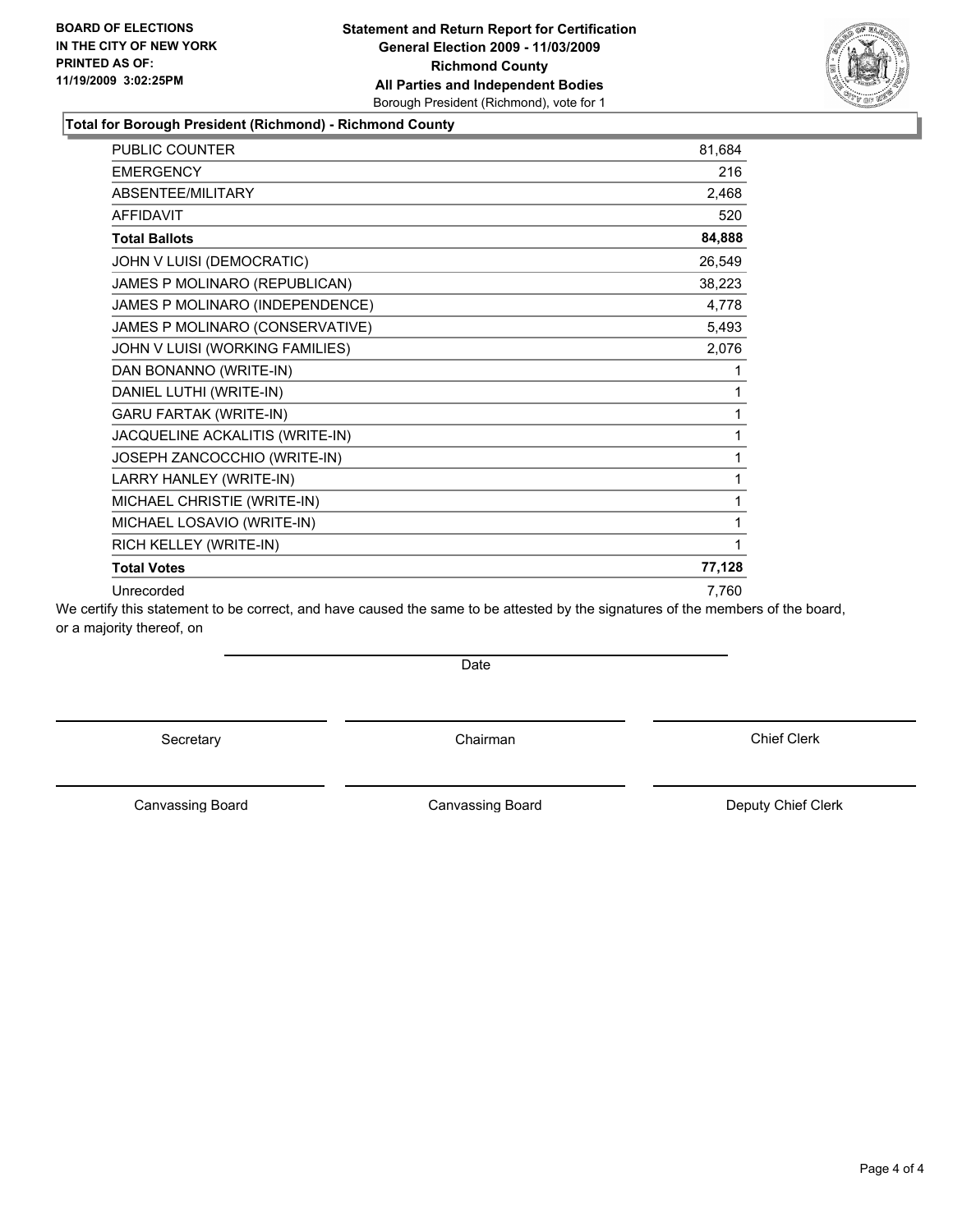**BOARD OF ELECTIONS IN THE CITY OF NEW YORK PRINTED AS OF: 11/19/2009 3:02:25PM**

**Statement and Return Report for Certification**
**General Election 2009 - 11/03/2009**
**Richmond County**
**All Parties and Independent Bodies**
Borough President (Richmond), vote for 1

**Total for Borough President (Richmond) - Richmond County**

| | |
|---|---|
| PUBLIC COUNTER | 81,684 |
| EMERGENCY | 216 |
| ABSENTEE/MILITARY | 2,468 |
| AFFIDAVIT | 520 |
| **Total Ballots** | **84,888** |
| JOHN V LUISI (DEMOCRATIC) | 26,549 |
| JAMES P MOLINARO (REPUBLICAN) | 38,223 |
| JAMES P MOLINARO (INDEPENDENCE) | 4,778 |
| JAMES P MOLINARO (CONSERVATIVE) | 5,493 |
| JOHN V LUISI (WORKING FAMILIES) | 2,076 |
| DAN BONANNO (WRITE-IN) | 1 |
| DANIEL LUTHI (WRITE-IN) | 1 |
| GARU FARTAK (WRITE-IN) | 1 |
| JACQUELINE ACKALITIS (WRITE-IN) | 1 |
| JOSEPH ZANCOCCHIO (WRITE-IN) | 1 |
| LARRY HANLEY (WRITE-IN) | 1 |
| MICHAEL CHRISTIE (WRITE-IN) | 1 |
| MICHAEL LOSAVIO (WRITE-IN) | 1 |
| RICH KELLEY (WRITE-IN) | 1 |
| **Total Votes** | **77,128** |
| Unrecorded | 7,760 |

We certify this statement to be correct, and have caused the same to be attested by the signatures of the members of the board, or a majority thereof, on

Date

Secretary

Chairman

Chief Clerk

Canvassing Board

Canvassing Board

Deputy Chief Clerk